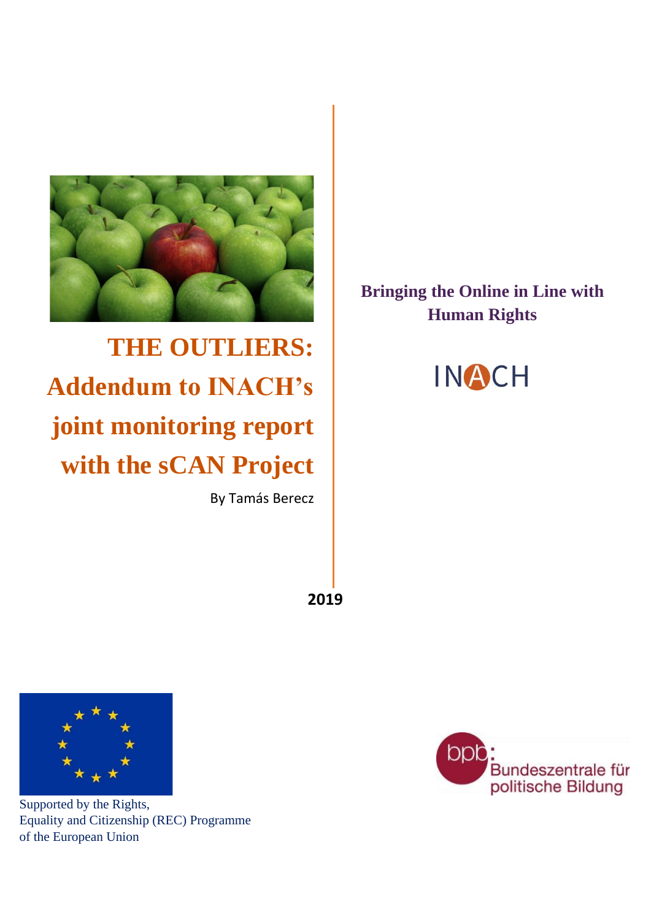# THE OUTLIERS: Addendum to INACH's joint monitoring report with the sCAN Project

By Tamás Berecz

**Bringing the Online in Line with Human Rights**

INACH

**2019**

Supported by the Rights, Equality and Citizenship (REC) Programme of the European Union

bpb: Bundeszentrale für politische Bildung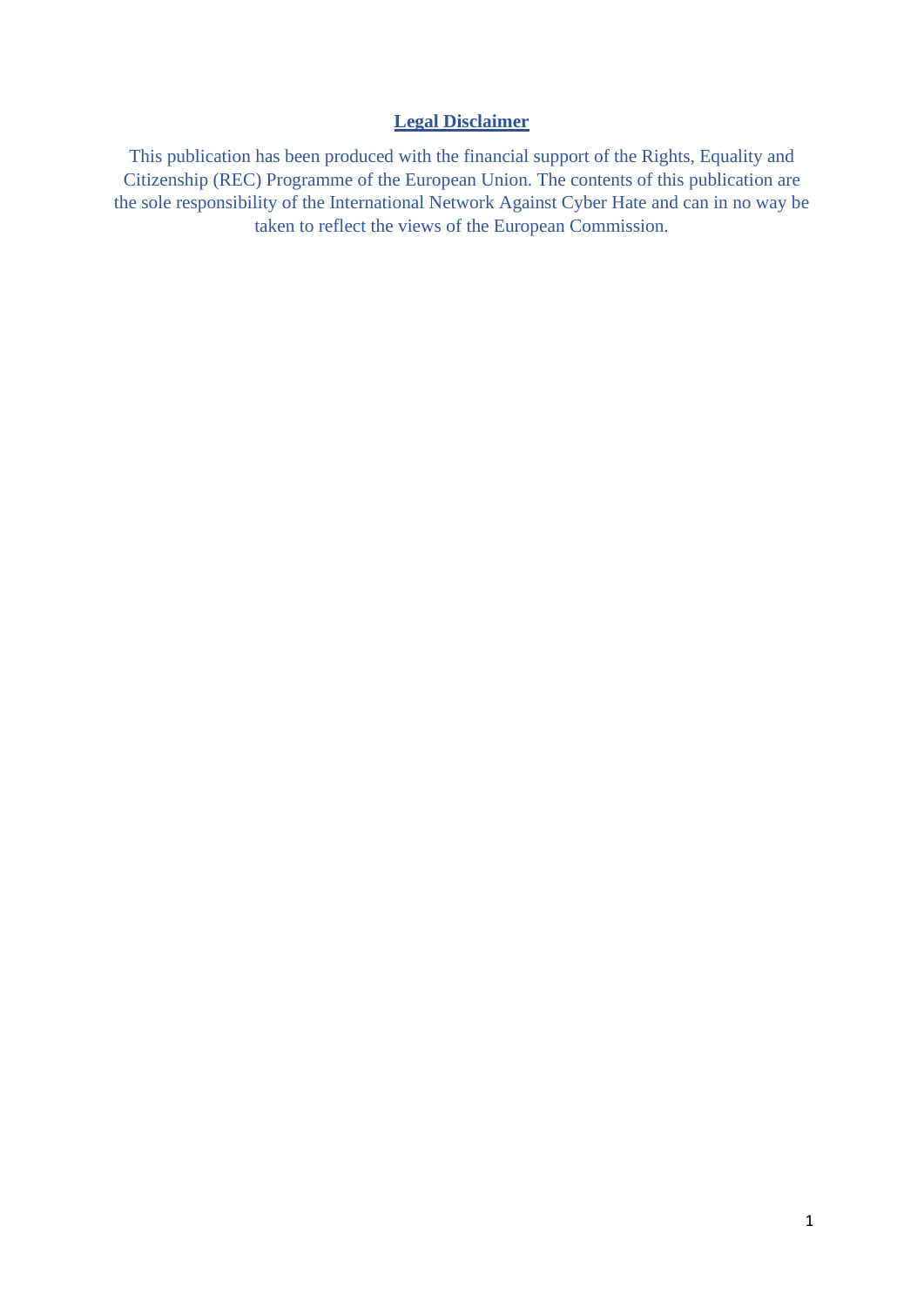## Legal Disclaimer

This publication has been produced with the financial support of the Rights, Equality and Citizenship (REC) Programme of the European Union. The contents of this publication are the sole responsibility of the International Network Against Cyber Hate and can in no way be taken to reflect the views of the European Commission.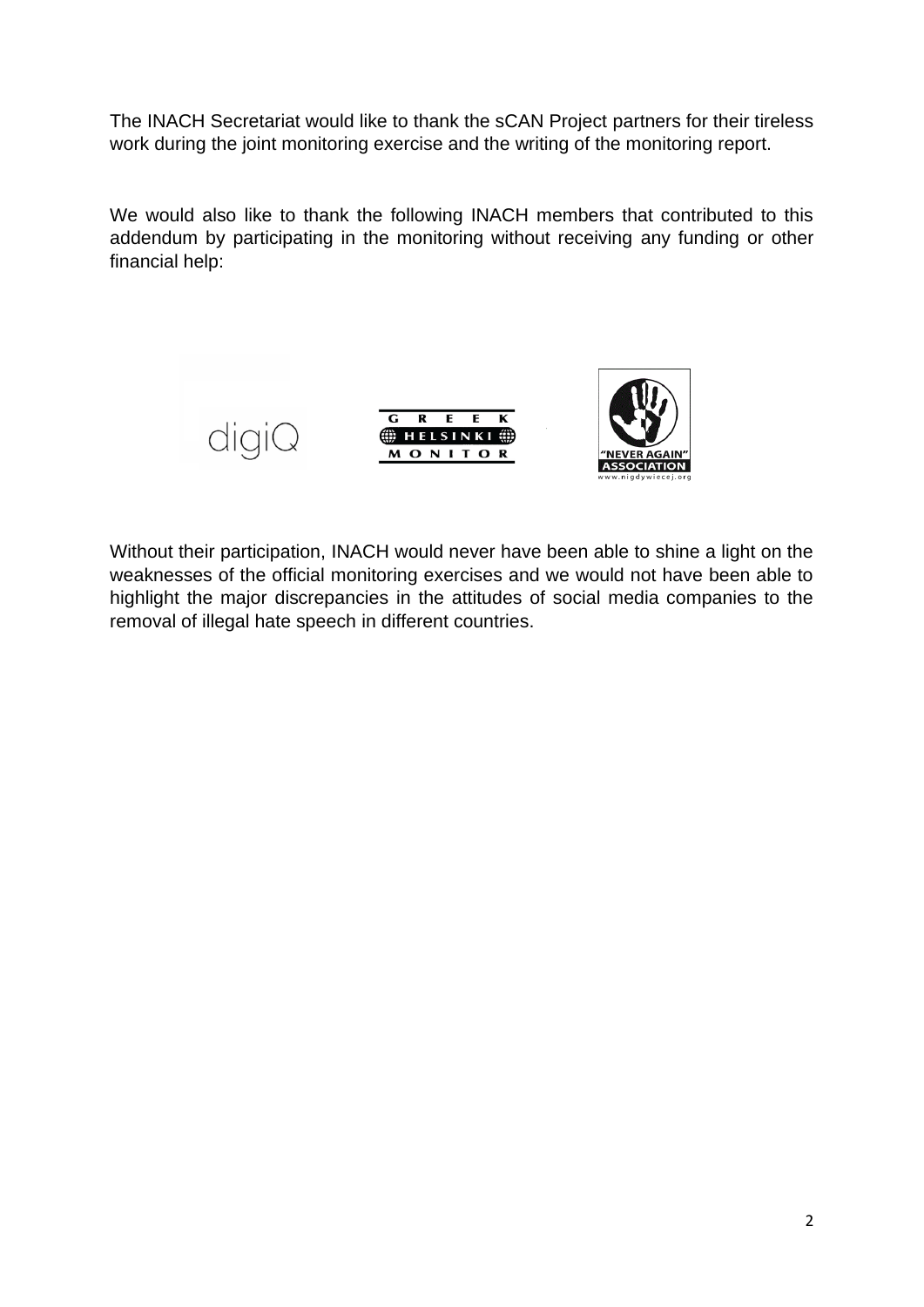The INACH Secretariat would like to thank the sCAN Project partners for their tireless work during the joint monitoring exercise and the writing of the monitoring report.

We would also like to thank the following INACH members that contributed to this addendum by participating in the monitoring without receiving any funding or other financial help:

Without their participation, INACH would never have been able to shine a light on the weaknesses of the official monitoring exercises and we would not have been able to highlight the major discrepancies in the attitudes of social media companies to the removal of illegal hate speech in different countries.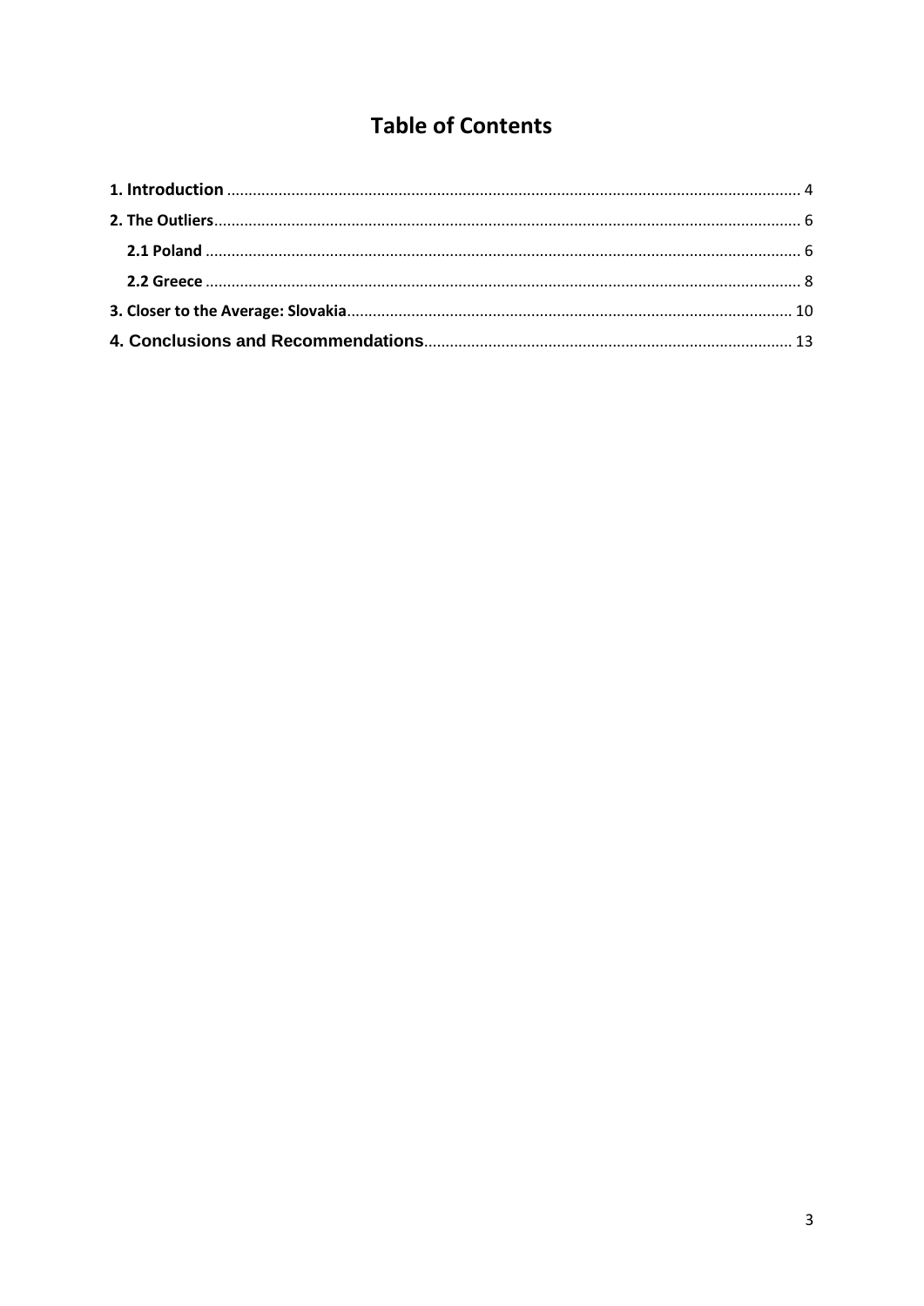# Table of Contents

**1. Introduction** ..... 4

**2. The Outliers** ..... 6

**2.1 Poland** ..... 6

**2.2 Greece** ..... 8

**3. Closer to the Average: Slovakia** ..... 10

**4. Conclusions and Recommendations** ..... 13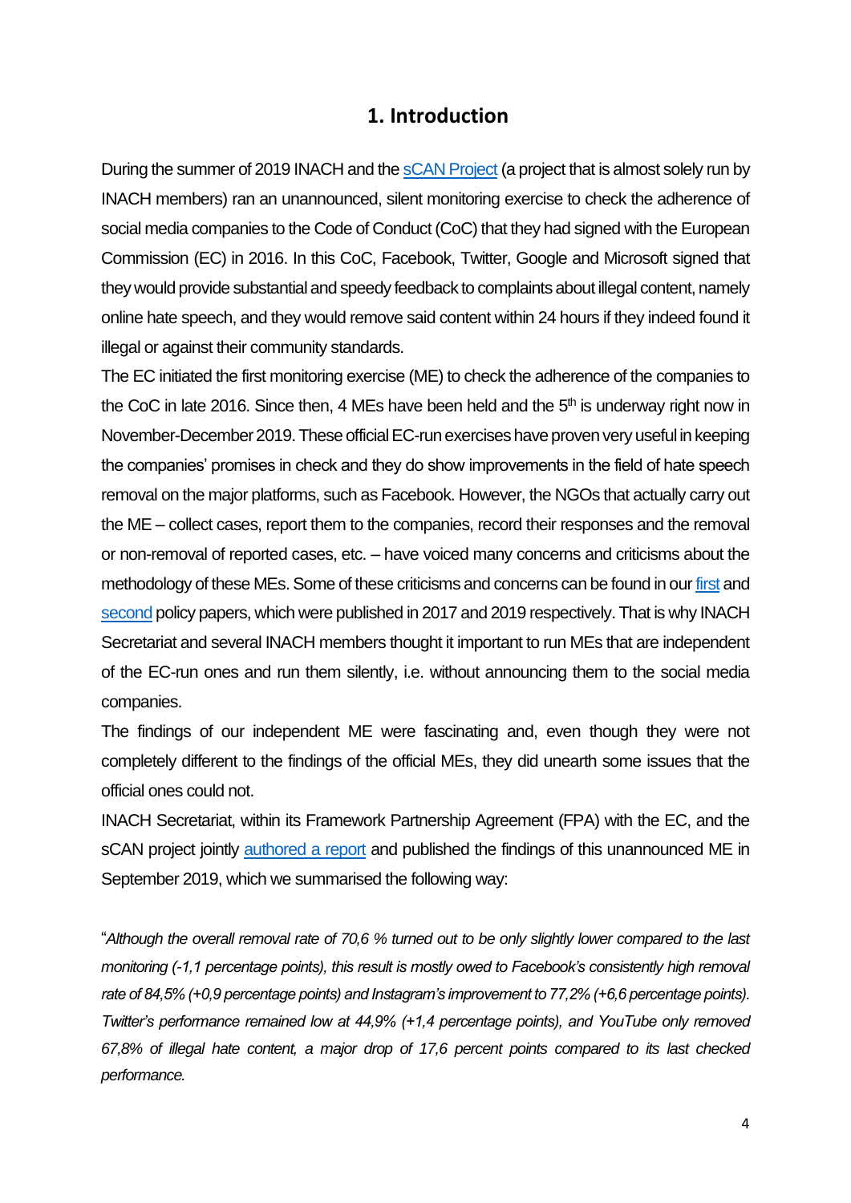# 1. Introduction

During the summer of 2019 INACH and the sCAN Project (a project that is almost solely run by INACH members) ran an unannounced, silent monitoring exercise to check the adherence of social media companies to the Code of Conduct (CoC) that they had signed with the European Commission (EC) in 2016. In this CoC, Facebook, Twitter, Google and Microsoft signed that they would provide substantial and speedy feedback to complaints about illegal content, namely online hate speech, and they would remove said content within 24 hours if they indeed found it illegal or against their community standards.

The EC initiated the first monitoring exercise (ME) to check the adherence of the companies to the CoC in late 2016. Since then, 4 MEs have been held and the 5th is underway right now in November-December 2019. These official EC-run exercises have proven very useful in keeping the companies' promises in check and they do show improvements in the field of hate speech removal on the major platforms, such as Facebook. However, the NGOs that actually carry out the ME – collect cases, report them to the companies, record their responses and the removal or non-removal of reported cases, etc. – have voiced many concerns and criticisms about the methodology of these MEs. Some of these criticisms and concerns can be found in our first and second policy papers, which were published in 2017 and 2019 respectively. That is why INACH Secretariat and several INACH members thought it important to run MEs that are independent of the EC-run ones and run them silently, i.e. without announcing them to the social media companies.

The findings of our independent ME were fascinating and, even though they were not completely different to the findings of the official MEs, they did unearth some issues that the official ones could not.

INACH Secretariat, within its Framework Partnership Agreement (FPA) with the EC, and the sCAN project jointly authored a report and published the findings of this unannounced ME in September 2019, which we summarised the following way:

"*Although the overall removal rate of 70,6 % turned out to be only slightly lower compared to the last monitoring (-1,1 percentage points), this result is mostly owed to Facebook's consistently high removal rate of 84,5% (+0,9 percentage points) and Instagram's improvement to 77,2% (+6,6 percentage points). Twitter's performance remained low at 44,9% (+1,4 percentage points), and YouTube only removed 67,8% of illegal hate content, a major drop of 17,6 percent points compared to its last checked performance.*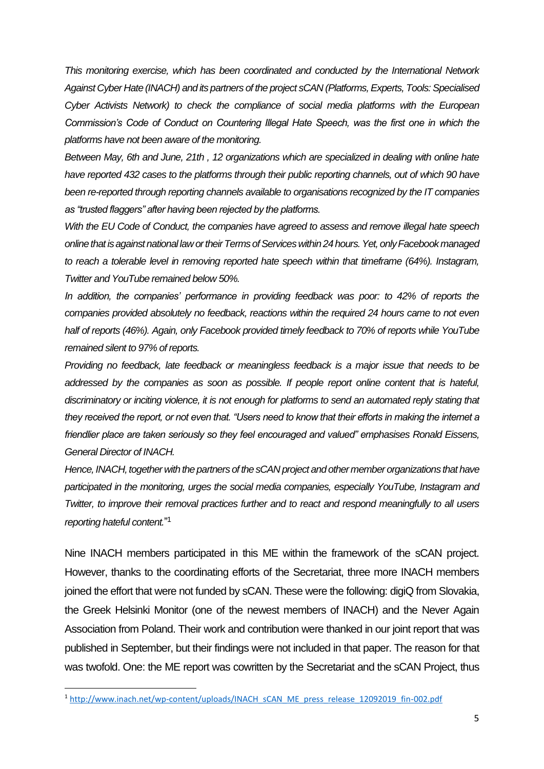*This monitoring exercise, which has been coordinated and conducted by the International Network Against Cyber Hate (INACH) and its partners of the project sCAN (Platforms, Experts, Tools: Specialised Cyber Activists Network) to check the compliance of social media platforms with the European Commission's Code of Conduct on Countering Illegal Hate Speech, was the first one in which the platforms have not been aware of the monitoring.*

*Between May, 6th and June, 21th , 12 organizations which are specialized in dealing with online hate have reported 432 cases to the platforms through their public reporting channels, out of which 90 have been re-reported through reporting channels available to organisations recognized by the IT companies as "trusted flaggers" after having been rejected by the platforms.*

*With the EU Code of Conduct, the companies have agreed to assess and remove illegal hate speech online that is against national law or their Terms of Services within 24 hours. Yet, only Facebook managed to reach a tolerable level in removing reported hate speech within that timeframe (64%). Instagram, Twitter and YouTube remained below 50%.*

*In addition, the companies' performance in providing feedback was poor: to 42% of reports the companies provided absolutely no feedback, reactions within the required 24 hours came to not even half of reports (46%). Again, only Facebook provided timely feedback to 70% of reports while YouTube remained silent to 97% of reports.*

*Providing no feedback, late feedback or meaningless feedback is a major issue that needs to be addressed by the companies as soon as possible. If people report online content that is hateful, discriminatory or inciting violence, it is not enough for platforms to send an automated reply stating that they received the report, or not even that. "Users need to know that their efforts in making the internet a friendlier place are taken seriously so they feel encouraged and valued" emphasises Ronald Eissens, General Director of INACH.*

*Hence, INACH, together with the partners of the sCAN project and other member organizations that have participated in the monitoring, urges the social media companies, especially YouTube, Instagram and Twitter, to improve their removal practices further and to react and respond meaningfully to all users reporting hateful content.*"[1]

Nine INACH members participated in this ME within the framework of the sCAN project. However, thanks to the coordinating efforts of the Secretariat, three more INACH members joined the effort that were not funded by sCAN. These were the following: digiQ from Slovakia, the Greek Helsinki Monitor (one of the newest members of INACH) and the Never Again Association from Poland. Their work and contribution were thanked in our joint report that was published in September, but their findings were not included in that paper. The reason for that was twofold. One: the ME report was cowritten by the Secretariat and the sCAN Project, thus

[1] http://www.inach.net/wp-content/uploads/INACH_sCAN_ME_press_release_12092019_fin-002.pdf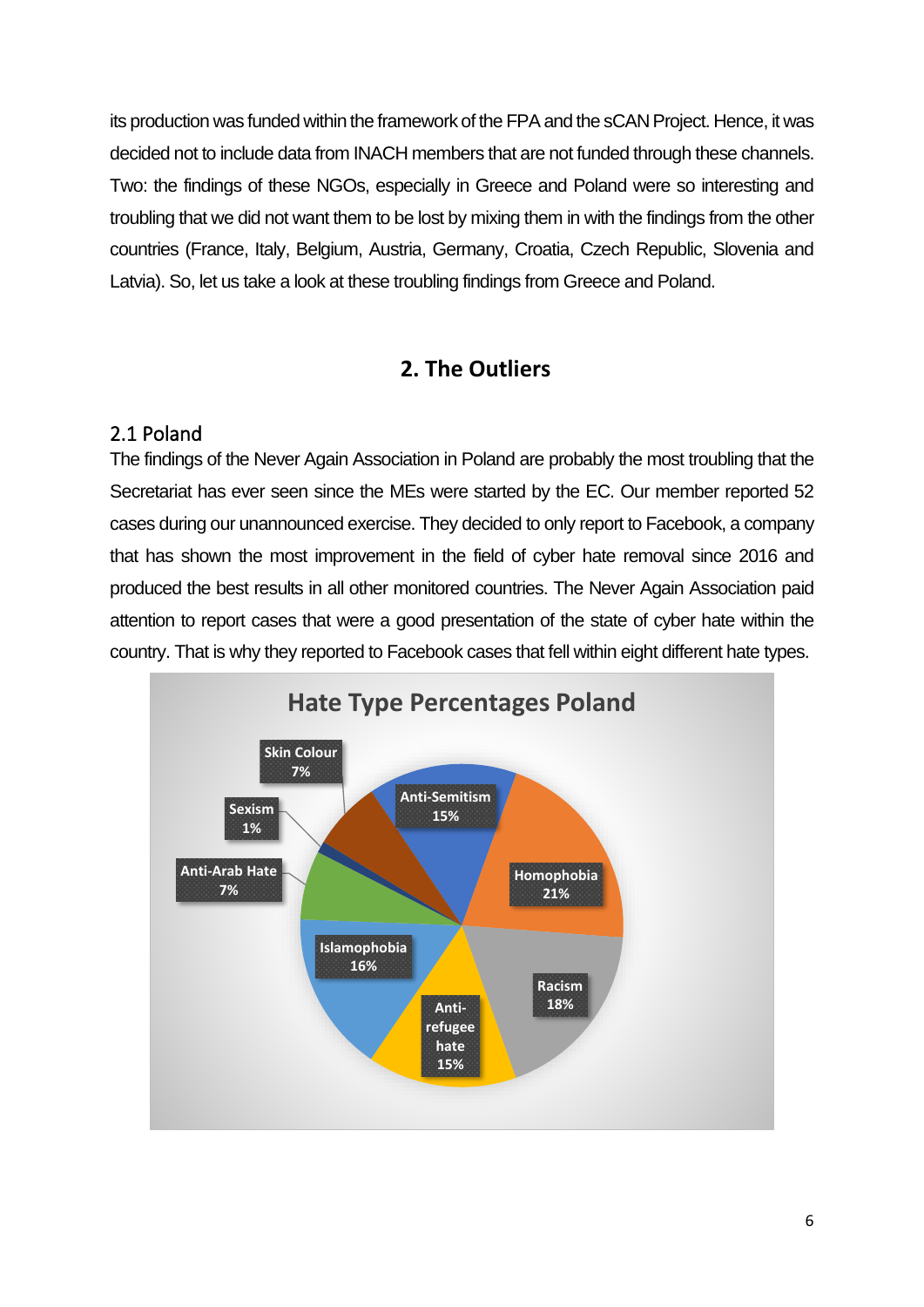its production was funded within the framework of the FPA and the sCAN Project. Hence, it was decided not to include data from INACH members that are not funded through these channels. Two: the findings of these NGOs, especially in Greece and Poland were so interesting and troubling that we did not want them to be lost by mixing them in with the findings from the other countries (France, Italy, Belgium, Austria, Germany, Croatia, Czech Republic, Slovenia and Latvia). So, let us take a look at these troubling findings from Greece and Poland.

## 2. The Outliers

### 2.1 Poland

The findings of the Never Again Association in Poland are probably the most troubling that the Secretariat has ever seen since the MEs were started by the EC. Our member reported 52 cases during our unannounced exercise. They decided to only report to Facebook, a company that has shown the most improvement in the field of cyber hate removal since 2016 and produced the best results in all other monitored countries. The Never Again Association paid attention to report cases that were a good presentation of the state of cyber hate within the country. That is why they reported to Facebook cases that fell within eight different hate types.

**Hate Type Percentages Poland**

| Hate Type | Percentage |
|---|---|
| Anti-Semitism | 15% |
| Homophobia | 21% |
| Racism | 18% |
| Anti-refugee hate | 15% |
| Islamophobia | 16% |
| Anti-Arab Hate | 7% |
| Sexism | 1% |
| Skin Colour | 7% |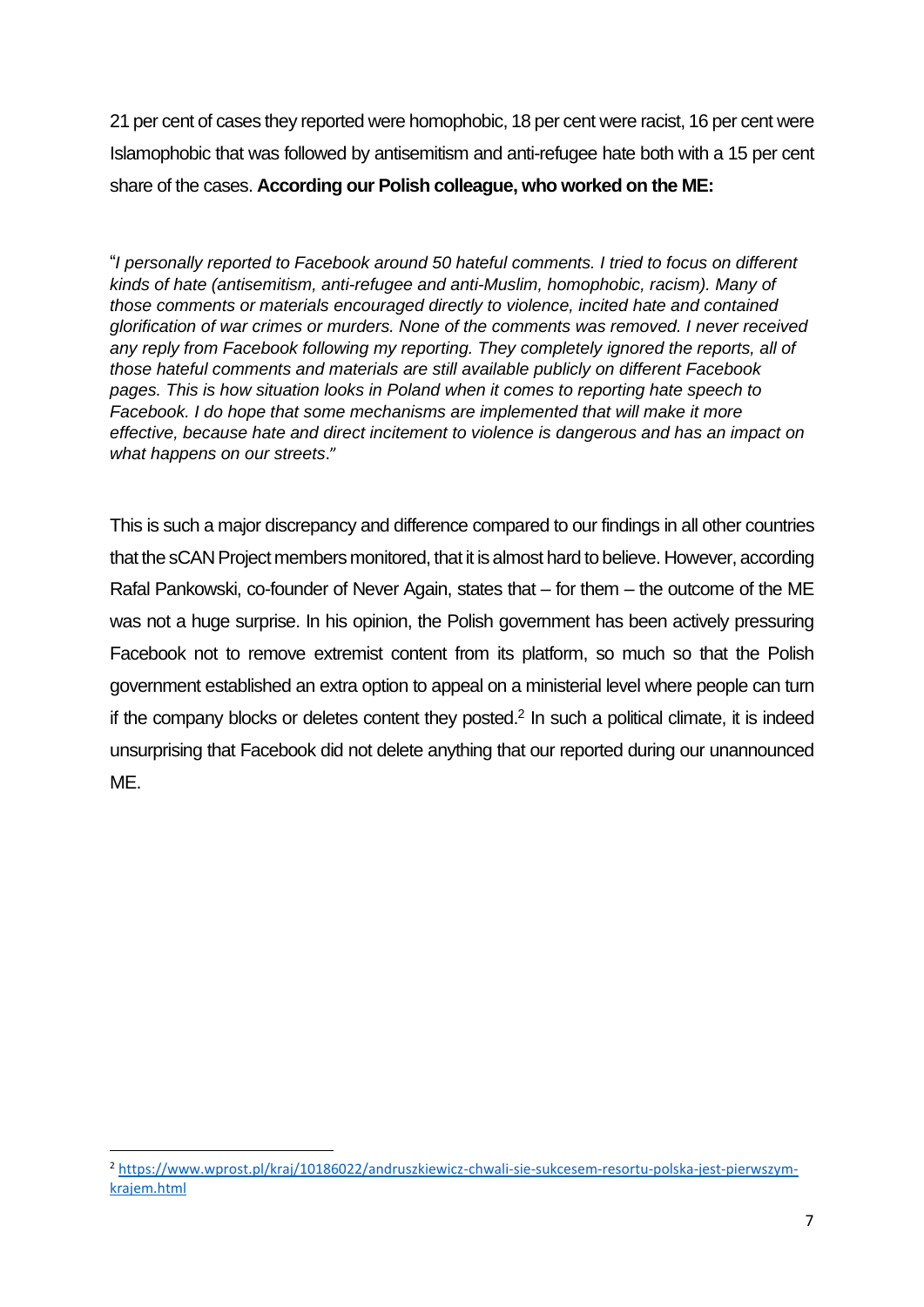21 per cent of cases they reported were homophobic, 18 per cent were racist, 16 per cent were Islamophobic that was followed by antisemitism and anti-refugee hate both with a 15 per cent share of the cases. **According our Polish colleague, who worked on the ME:**

"*I personally reported to Facebook around 50 hateful comments. I tried to focus on different kinds of hate (antisemitism, anti-refugee and anti-Muslim, homophobic, racism). Many of those comments or materials encouraged directly to violence, incited hate and contained glorification of war crimes or murders. None of the comments was removed. I never received any reply from Facebook following my reporting. They completely ignored the reports, all of those hateful comments and materials are still available publicly on different Facebook pages. This is how situation looks in Poland when it comes to reporting hate speech to Facebook. I do hope that some mechanisms are implemented that will make it more effective, because hate and direct incitement to violence is dangerous and has an impact on what happens on our streets*."

This is such a major discrepancy and difference compared to our findings in all other countries that the sCAN Project members monitored, that it is almost hard to believe. However, according Rafal Pankowski, co-founder of Never Again, states that – for them – the outcome of the ME was not a huge surprise. In his opinion, the Polish government has been actively pressuring Facebook not to remove extremist content from its platform, so much so that the Polish government established an extra option to appeal on a ministerial level where people can turn if the company blocks or deletes content they posted.[2] In such a political climate, it is indeed unsurprising that Facebook did not delete anything that our reported during our unannounced ME.

---

[2] https://www.wprost.pl/kraj/10186022/andruszkiewicz-chwali-sie-sukcesem-resortu-polska-jest-pierwszym-krajem.html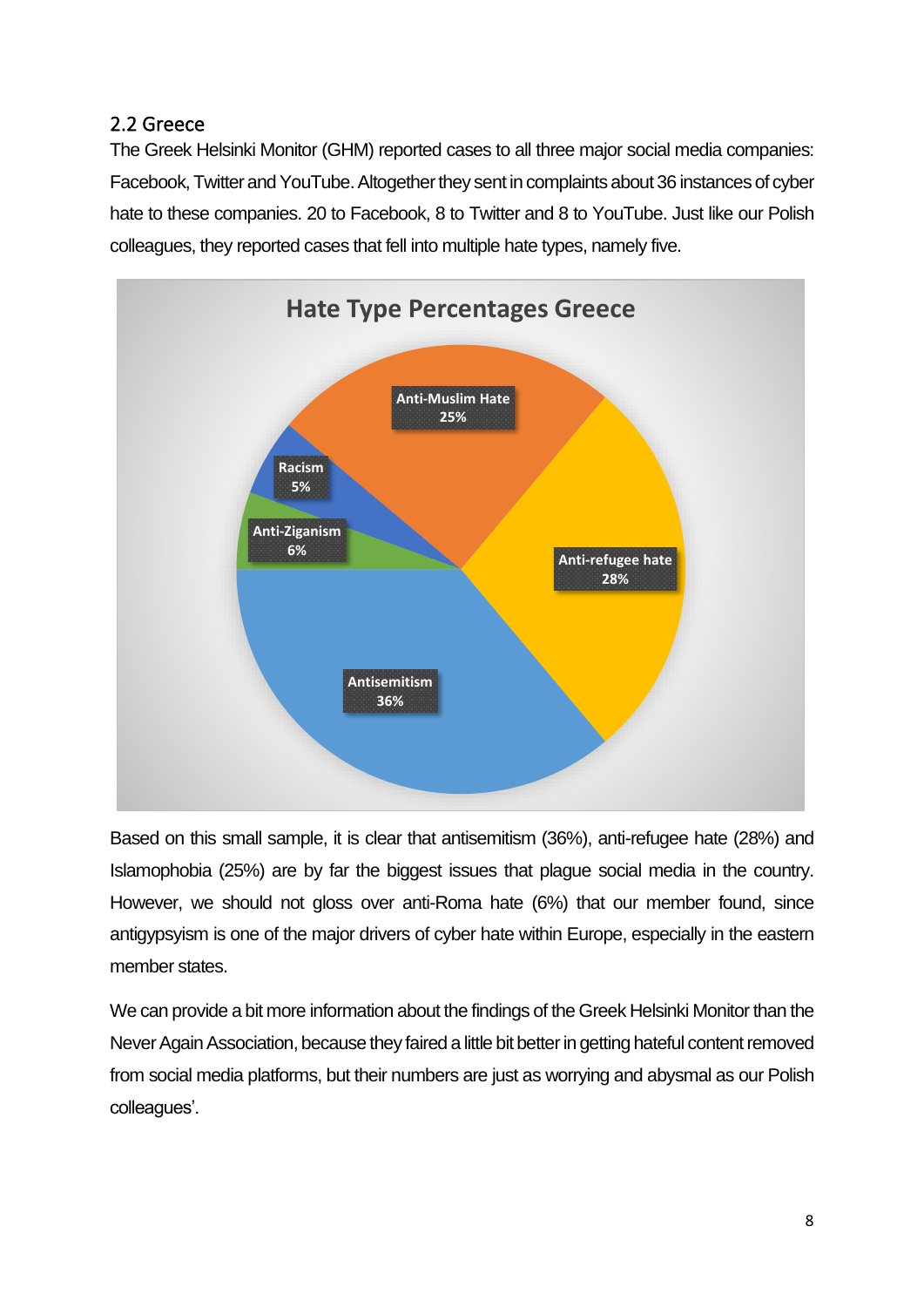## 2.2 Greece

The Greek Helsinki Monitor (GHM) reported cases to all three major social media companies: Facebook, Twitter and YouTube. Altogether they sent in complaints about 36 instances of cyber hate to these companies. 20 to Facebook, 8 to Twitter and 8 to YouTube. Just like our Polish colleagues, they reported cases that fell into multiple hate types, namely five.

**Hate Type Percentages Greece**

| Hate type | Percentage |
| --- | --- |
| Antisemitism | 36% |
| Anti-refugee hate | 28% |
| Anti-Muslim Hate | 25% |
| Anti-Ziganism | 6% |
| Racism | 5% |

Based on this small sample, it is clear that antisemitism (36%), anti-refugee hate (28%) and Islamophobia (25%) are by far the biggest issues that plague social media in the country. However, we should not gloss over anti-Roma hate (6%) that our member found, since antigypsyism is one of the major drivers of cyber hate within Europe, especially in the eastern member states.

We can provide a bit more information about the findings of the Greek Helsinki Monitor than the Never Again Association, because they faired a little bit better in getting hateful content removed from social media platforms, but their numbers are just as worrying and abysmal as our Polish colleagues'.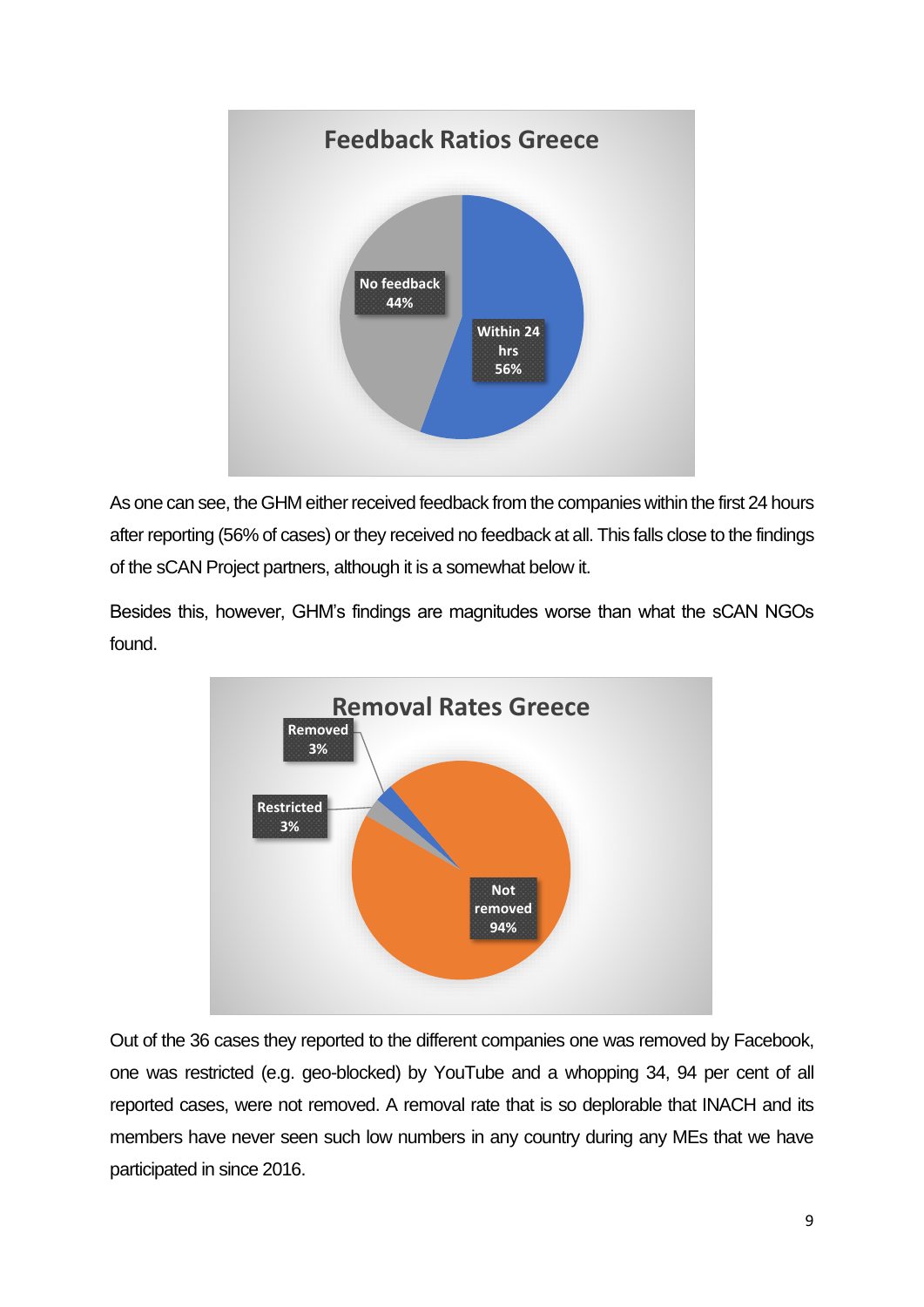**Feedback Ratios Greece**

- Within 24 hrs: 56%
- No feedback: 44%

As one can see, the GHM either received feedback from the companies within the first 24 hours after reporting (56% of cases) or they received no feedback at all. This falls close to the findings of the sCAN Project partners, although it is a somewhat below it.

Besides this, however, GHM's findings are magnitudes worse than what the sCAN NGOs found.

**Removal Rates Greece**

- Removed: 3%
- Restricted: 3%
- Not removed: 94%

Out of the 36 cases they reported to the different companies one was removed by Facebook, one was restricted (e.g. geo-blocked) by YouTube and a whopping 34, 94 per cent of all reported cases, were not removed. A removal rate that is so deplorable that INACH and its members have never seen such low numbers in any country during any MEs that we have participated in since 2016.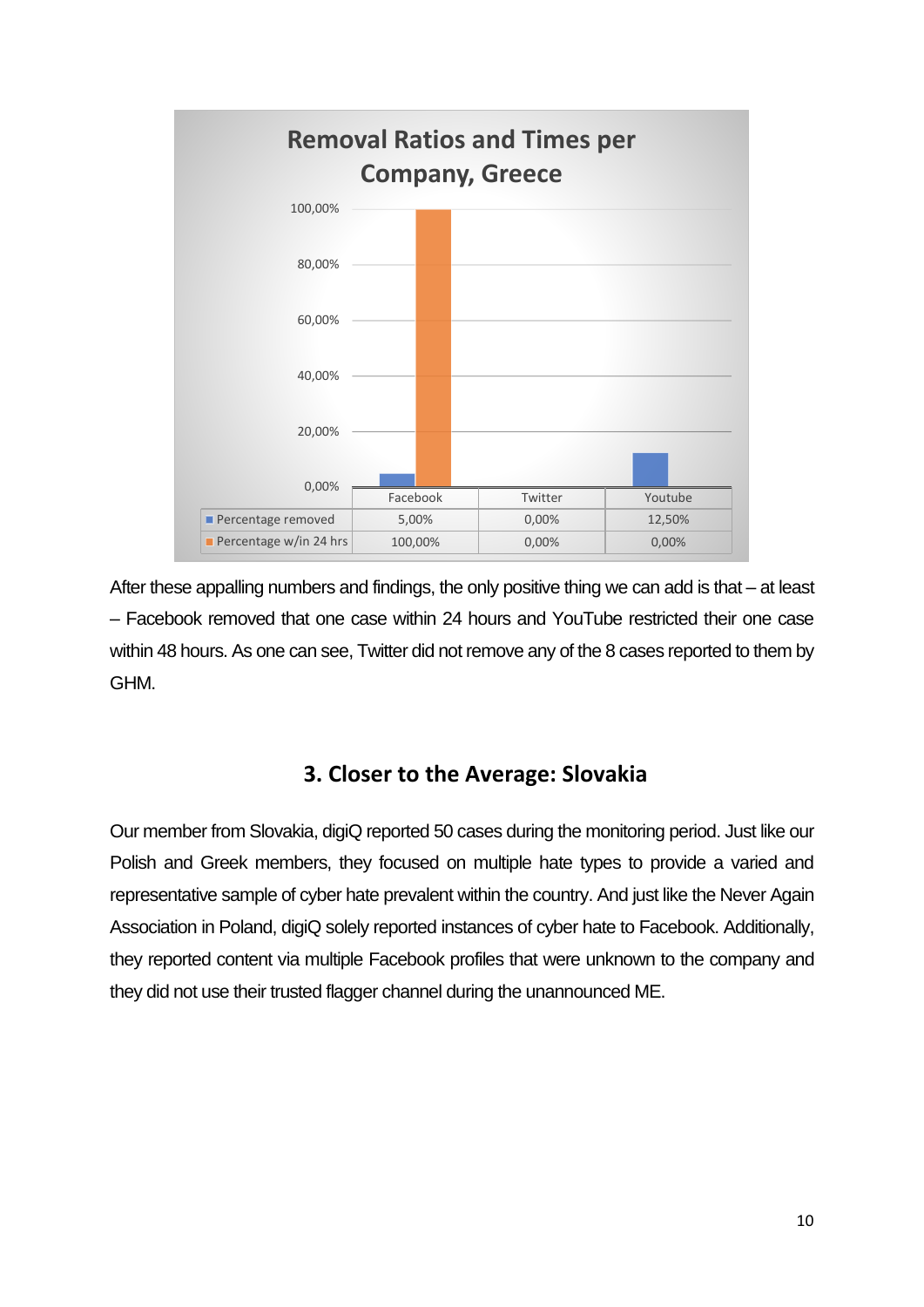**Removal Ratios and Times per Company, Greece**

| | Facebook | Twitter | Youtube |
| --- | --- | --- | --- |
| Percentage removed | 5,00% | 0,00% | 12,50% |
| Percentage w/in 24 hrs | 100,00% | 0,00% | 0,00% |

After these appalling numbers and findings, the only positive thing we can add is that – at least – Facebook removed that one case within 24 hours and YouTube restricted their one case within 48 hours. As one can see, Twitter did not remove any of the 8 cases reported to them by GHM.

## 3. Closer to the Average: Slovakia

Our member from Slovakia, digiQ reported 50 cases during the monitoring period. Just like our Polish and Greek members, they focused on multiple hate types to provide a varied and representative sample of cyber hate prevalent within the country. And just like the Never Again Association in Poland, digiQ solely reported instances of cyber hate to Facebook. Additionally, they reported content via multiple Facebook profiles that were unknown to the company and they did not use their trusted flagger channel during the unannounced ME.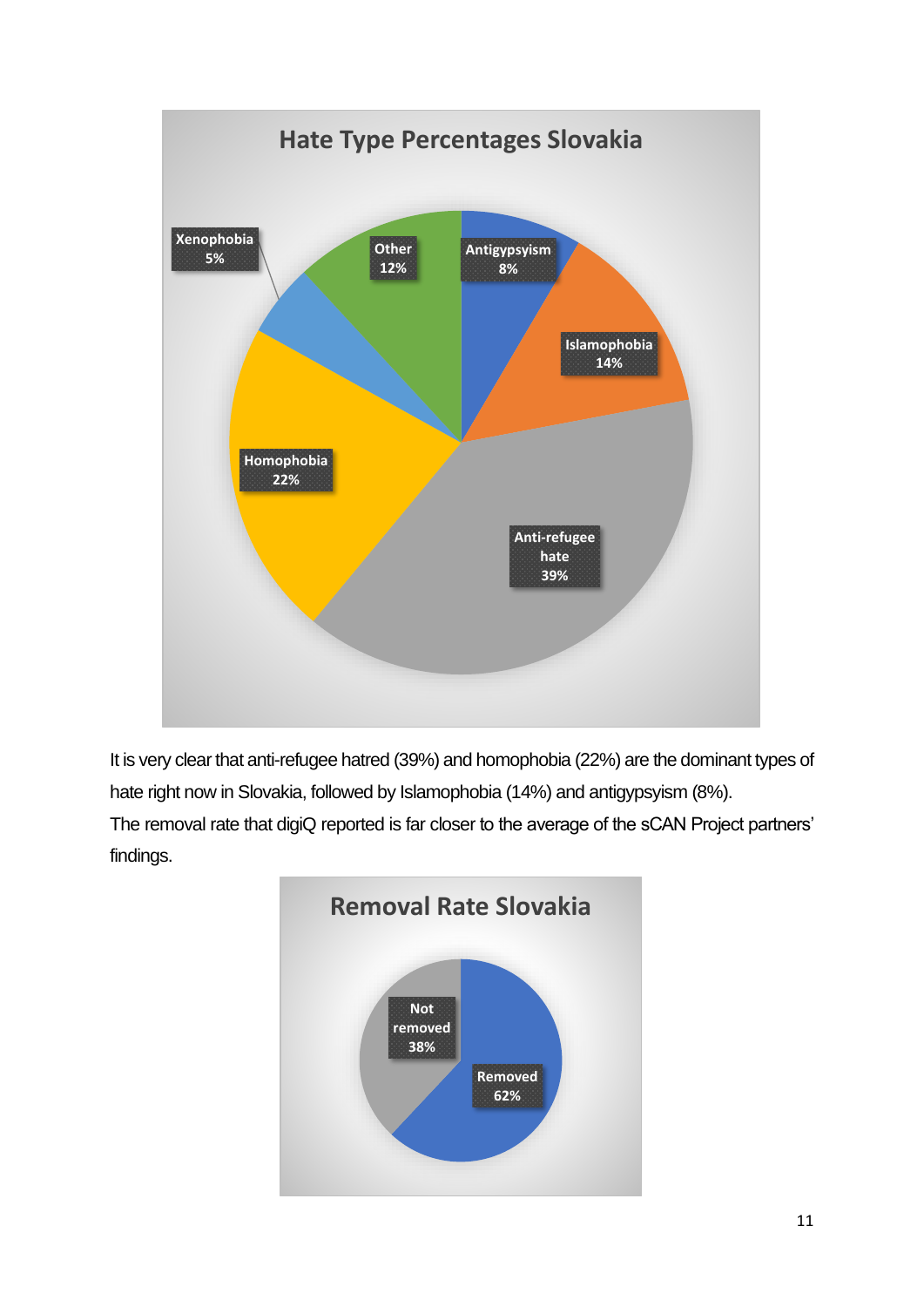It is very clear that anti-refugee hatred (39%) and homophobia (22%) are the dominant types of hate right now in Slovakia, followed by Islamophobia (14%) and antigypsyism (8%).

The removal rate that digiQ reported is far closer to the average of the sCAN Project partners' findings.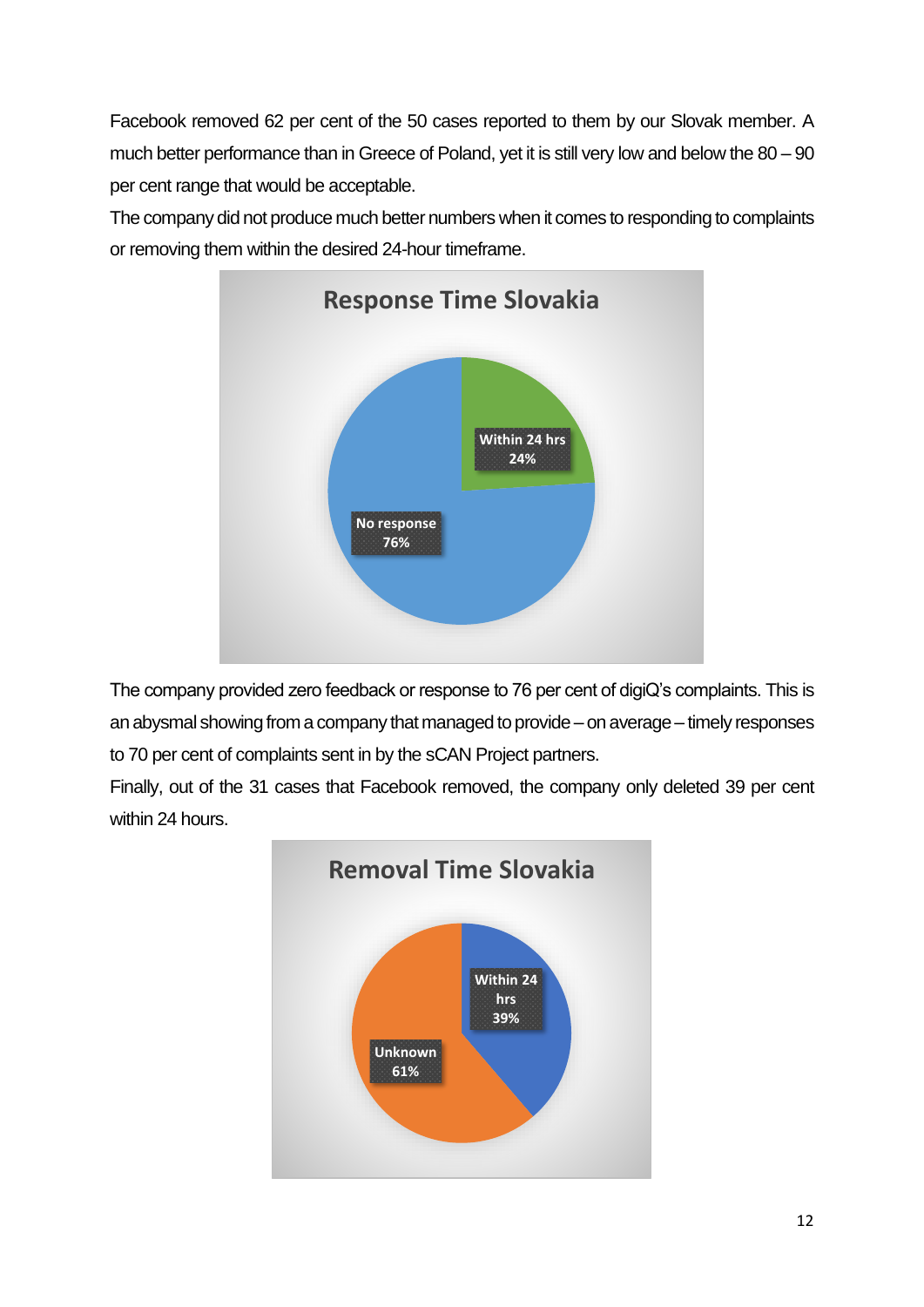Facebook removed 62 per cent of the 50 cases reported to them by our Slovak member. A much better performance than in Greece of Poland, yet it is still very low and below the 80 – 90 per cent range that would be acceptable.

The company did not produce much better numbers when it comes to responding to complaints or removing them within the desired 24-hour timeframe.

**Response Time Slovakia**

- Within 24 hrs: 24%
- No response: 76%

The company provided zero feedback or response to 76 per cent of digiQ's complaints. This is an abysmal showing from a company that managed to provide – on average – timely responses to 70 per cent of complaints sent in by the sCAN Project partners.

Finally, out of the 31 cases that Facebook removed, the company only deleted 39 per cent within 24 hours.

**Removal Time Slovakia**

- Within 24 hrs: 39%
- Unknown: 61%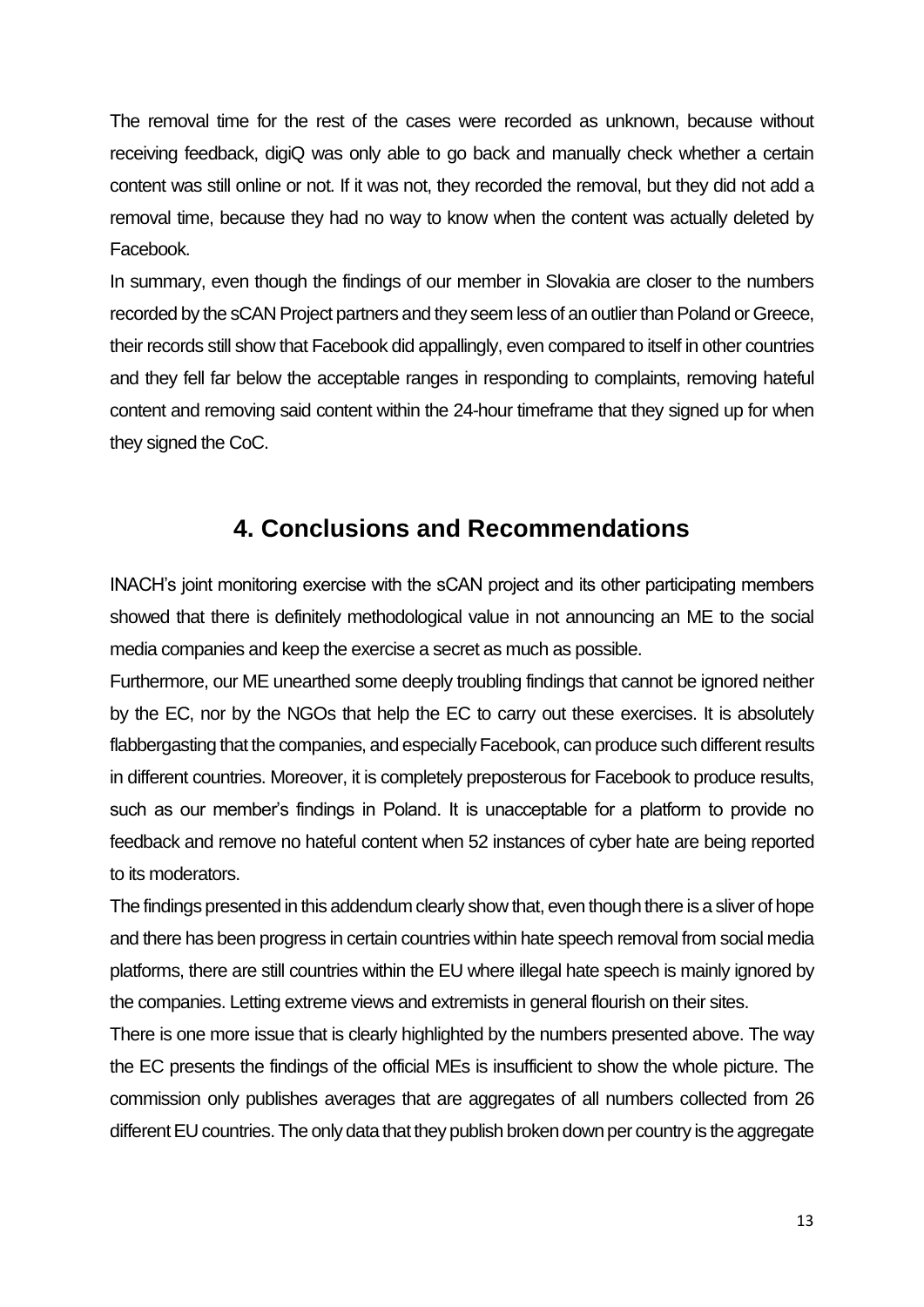The removal time for the rest of the cases were recorded as unknown, because without receiving feedback, digiQ was only able to go back and manually check whether a certain content was still online or not. If it was not, they recorded the removal, but they did not add a removal time, because they had no way to know when the content was actually deleted by Facebook.

In summary, even though the findings of our member in Slovakia are closer to the numbers recorded by the sCAN Project partners and they seem less of an outlier than Poland or Greece, their records still show that Facebook did appallingly, even compared to itself in other countries and they fell far below the acceptable ranges in responding to complaints, removing hateful content and removing said content within the 24-hour timeframe that they signed up for when they signed the CoC.

## 4. Conclusions and Recommendations

INACH's joint monitoring exercise with the sCAN project and its other participating members showed that there is definitely methodological value in not announcing an ME to the social media companies and keep the exercise a secret as much as possible.

Furthermore, our ME unearthed some deeply troubling findings that cannot be ignored neither by the EC, nor by the NGOs that help the EC to carry out these exercises. It is absolutely flabbergasting that the companies, and especially Facebook, can produce such different results in different countries. Moreover, it is completely preposterous for Facebook to produce results, such as our member's findings in Poland. It is unacceptable for a platform to provide no feedback and remove no hateful content when 52 instances of cyber hate are being reported to its moderators.

The findings presented in this addendum clearly show that, even though there is a sliver of hope and there has been progress in certain countries within hate speech removal from social media platforms, there are still countries within the EU where illegal hate speech is mainly ignored by the companies. Letting extreme views and extremists in general flourish on their sites.

There is one more issue that is clearly highlighted by the numbers presented above. The way the EC presents the findings of the official MEs is insufficient to show the whole picture. The commission only publishes averages that are aggregates of all numbers collected from 26 different EU countries. The only data that they publish broken down per country is the aggregate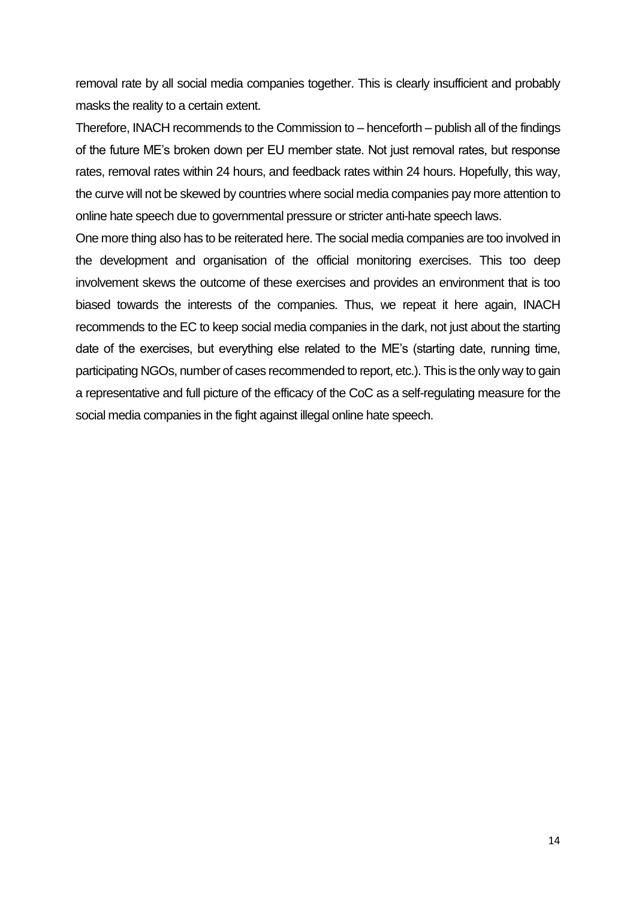removal rate by all social media companies together. This is clearly insufficient and probably masks the reality to a certain extent.

Therefore, INACH recommends to the Commission to – henceforth – publish all of the findings of the future ME's broken down per EU member state. Not just removal rates, but response rates, removal rates within 24 hours, and feedback rates within 24 hours. Hopefully, this way, the curve will not be skewed by countries where social media companies pay more attention to online hate speech due to governmental pressure or stricter anti-hate speech laws.

One more thing also has to be reiterated here. The social media companies are too involved in the development and organisation of the official monitoring exercises. This too deep involvement skews the outcome of these exercises and provides an environment that is too biased towards the interests of the companies. Thus, we repeat it here again, INACH recommends to the EC to keep social media companies in the dark, not just about the starting date of the exercises, but everything else related to the ME's (starting date, running time, participating NGOs, number of cases recommended to report, etc.). This is the only way to gain a representative and full picture of the efficacy of the CoC as a self-regulating measure for the social media companies in the fight against illegal online hate speech.